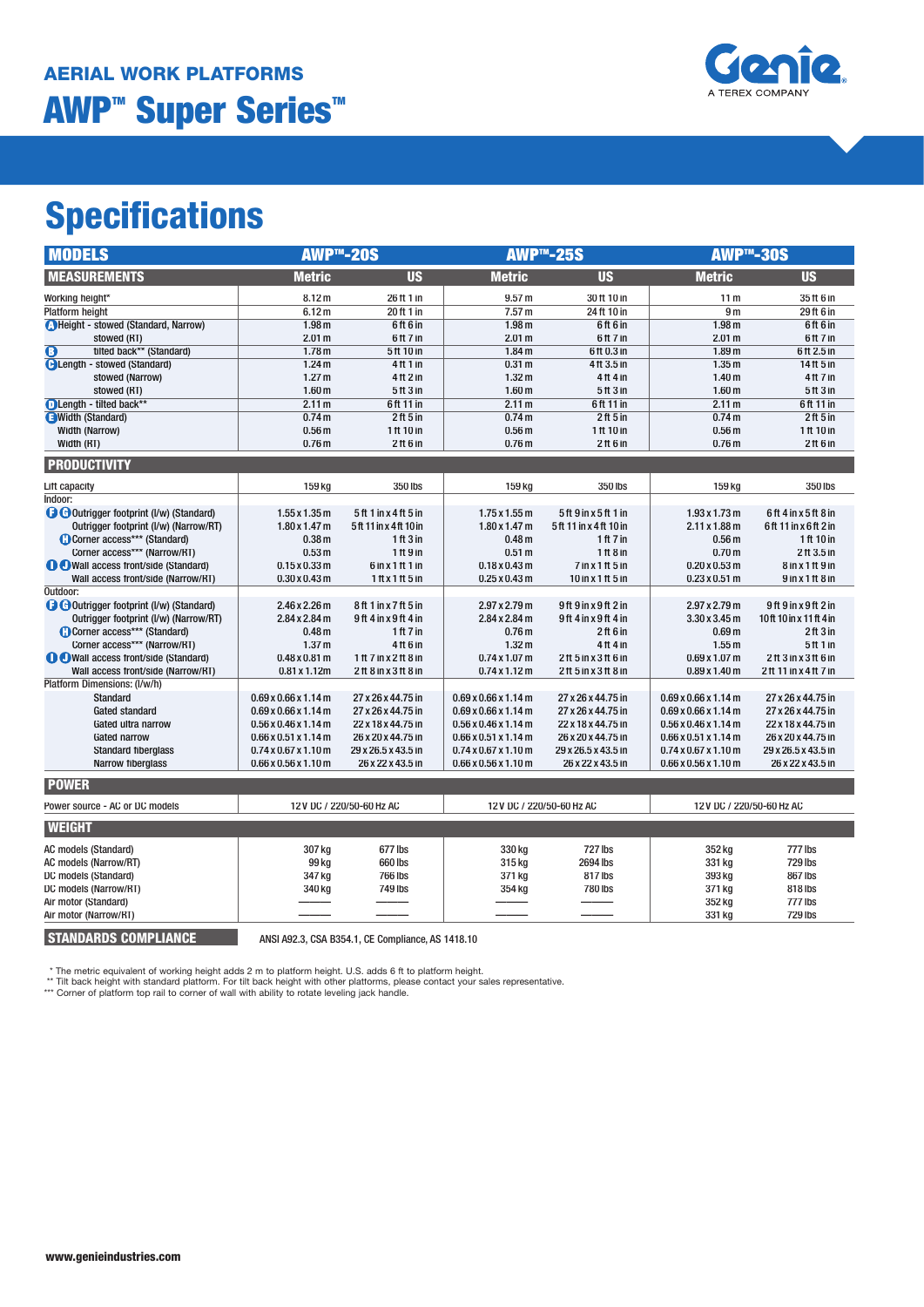## AERIAL WORK PLATFORMS

# AWP™ Super Series™

Genie — A TEREX COMPANY

# Specifications

| MODELS | AWP™-20S | | AWP™-25S | | AWP™-30S | |
|---|---|---|---|---|---|---|
| **MEASUREMENTS** | **Metric** | **US** | **Metric** | **US** | **Metric** | **US** |
| Working height* | 8.12 m | 26 ft 1 in | 9.57 m | 30 ft 10 in | 11 m | 35 ft 6 in |
| Platform height | 6.12 m | 20 ft 1 in | 7.57 m | 24 ft 10 in | 9 m | 29 ft 6 in |
| A Height - stowed (Standard, Narrow) | 1.98 m | 6 ft 6 in | 1.98 m | 6 ft 6 in | 1.98 m | 6 ft 6 in |
| stowed (RT) | 2.01 m | 6 ft 7 in | 2.01 m | 6 ft 7 in | 2.01 m | 6 ft 7 in |
| B tilted back** (Standard) | 1.78 m | 5 ft 10 in | 1.84 m | 6 ft 0.3 in | 1.89 m | 6 ft 2.5 in |
| C Length - stowed (Standard) | 1.24 m | 4 ft 1 in | 0.31 m | 4 ft 3.5 in | 1.35 m | 14 ft 5 in |
| stowed (Narrow) | 1.27 m | 4 ft 2 in | 1.32 m | 4 ft 4 in | 1.40 m | 4 ft 7 in |
| stowed (RT) | 1.60 m | 5 ft 3 in | 1.60 m | 5 ft 3 in | 1.60 m | 5 ft 3 in |
| D Length - tilted back** | 2.11 m | 6 ft 11 in | 2.11 m | 6 ft 11 in | 2.11 m | 6 ft 11 in |
| E Width (Standard) | 0.74 m | 2 ft 5 in | 0.74 m | 2 ft 5 in | 0.74 m | 2 ft 5 in |
| Width (Narrow) | 0.56 m | 1 ft 10 in | 0.56 m | 1 ft 10 in | 0.56 m | 1 ft 10 in |
| Width (RT) | 0.76 m | 2 ft 6 in | 0.76 m | 2 ft 6 in | 0.76 m | 2 ft 6 in |
| **PRODUCTIVITY** | | | | | | |
| Lift capacity | 159 kg | 350 lbs | 159 kg | 350 lbs | 159 kg | 350 lbs |
| Indoor: | | | | | | |
| F G Outrigger footprint (l/w) (Standard) | 1.55 x 1.35 m | 5 ft 1 in x 4 ft 5 in | 1.75 x 1.55 m | 5 ft 9 in x 5 ft 1 in | 1.93 x 1.73 m | 6 ft 4 in x 5 ft 8 in |
| Outrigger footprint (l/w) (Narrow/RT) | 1.80 x 1.47 m | 5 ft 11 in x 4 ft 10 in | 1.80 x 1.47 m | 5 ft 11 in x 4 ft 10 in | 2.11 x 1.88 m | 6 ft 11 in x 6 ft 2 in |
| H Corner access*** (Standard) | 0.38 m | 1 ft 3 in | 0.48 m | 1 ft 7 in | 0.56 m | 1 ft 10 in |
| Corner access*** (Narrow/RT) | 0.53 m | 1 ft 9 in | 0.51 m | 1 ft 8 in | 0.70 m | 2 ft 3.5 in |
| I J Wall access front/side (Standard) | 0.15 x 0.33 m | 6 in x 1 ft 1 in | 0.18 x 0.43 m | 7 in x 1 ft 5 in | 0.20 x 0.53 m | 8 in x 1 ft 9 in |
| Wall access front/side (Narrow/RT) | 0.30 x 0.43 m | 1 ft x 1 ft 5 in | 0.25 x 0.43 m | 10 in x 1 ft 5 in | 0.23 x 0.51 m | 9 in x 1 ft 8 in |
| Outdoor: | | | | | | |
| F G Outrigger footprint (l/w) (Standard) | 2.46 x 2.26 m | 8 ft 1 in x 7 ft 5 in | 2.97 x 2.79 m | 9 ft 9 in x 9 ft 2 in | 2.97 x 2.79 m | 9 ft 9 in x 9 ft 2 in |
| Outrigger footprint (l/w) (Narrow/RT) | 2.84 x 2.84 m | 9 ft 4 in x 9 ft 4 in | 2.84 x 2.84 m | 9 ft 4 in x 9 ft 4 in | 3.30 x 3.45 m | 10 ft 10 in x 11 ft 4 in |
| H Corner access*** (Standard) | 0.48 m | 1 ft 7 in | 0.76 m | 2 ft 6 in | 0.69 m | 2 ft 3 in |
| Corner access*** (Narrow/RT) | 1.37 m | 4 ft 6 in | 1.32 m | 4 ft 4 in | 1.55 m | 5 ft 1 in |
| I J Wall access front/side (Standard) | 0.48 x 0.81 m | 1 ft 7 in x 2 ft 8 in | 0.74 x 1.07 m | 2 ft 5 in x 3 ft 6 in | 0.69 x 1.07 m | 2 ft 3 in x 3 ft 6 in |
| Wall access front/side (Narrow/RT) | 0.81 x 1.12m | 2 ft 8 in x 3 ft 8 in | 0.74 x 1.12 m | 2 ft 5 in x 3 ft 8 in | 0.89 x 1.40 m | 2 ft 11 in x 4 ft 7 in |
| Platform Dimensions: (l/w/h) | | | | | | |
| Standard | 0.69 x 0.66 x 1.14 m | 27 x 26 x 44.75 in | 0.69 x 0.66 x 1.14 m | 27 x 26 x 44.75 in | 0.69 x 0.66 x 1.14 m | 27 x 26 x 44.75 in |
| Gated standard | 0.69 x 0.66 x 1.14 m | 27 x 26 x 44.75 in | 0.69 x 0.66 x 1.14 m | 27 x 26 x 44.75 in | 0.69 x 0.66 x 1.14 m | 27 x 26 x 44.75 in |
| Gated ultra narrow | 0.56 x 0.46 x 1.14 m | 22 x 18 x 44.75 in | 0.56 x 0.46 x 1.14 m | 22 x 18 x 44.75 in | 0.56 x 0.46 x 1.14 m | 22 x 18 x 44.75 in |
| Gated narrow | 0.66 x 0.51 x 1.14 m | 26 x 20 x 44.75 in | 0.66 x 0.51 x 1.14 m | 26 x 20 x 44.75 in | 0.66 x 0.51 x 1.14 m | 26 x 20 x 44.75 in |
| Standard fiberglass | 0.74 x 0.67 x 1.10 m | 29 x 26.5 x 43.5 in | 0.74 x 0.67 x 1.10 m | 29 x 26.5 x 43.5 in | 0.74 x 0.67 x 1.10 m | 29 x 26.5 x 43.5 in |
| Narrow fiberglass | 0.66 x 0.56 x 1.10 m | 26 x 22 x 43.5 in | 0.66 x 0.56 x 1.10 m | 26 x 22 x 43.5 in | 0.66 x 0.56 x 1.10 m | 26 x 22 x 43.5 in |
| **POWER** | | | | | | |
| Power source - AC or DC models | 12 V DC / 220/50-60 Hz AC | | 12 V DC / 220/50-60 Hz AC | | 12 V DC / 220/50-60 Hz AC | |
| **WEIGHT** | | | | | | |
| AC models (Standard) | 307 kg | 677 lbs | 330 kg | 727 lbs | 352 kg | 777 lbs |
| AC models (Narrow/RT) | 99 kg | 660 lbs | 315 kg | 2694 lbs | 331 kg | 729 lbs |
| DC models (Standard) | 347 kg | 766 lbs | 371 kg | 817 lbs | 393 kg | 867 lbs |
| DC models (Narrow/RT) | 340 kg | 749 lbs | 354 kg | 780 lbs | 371 kg | 818 lbs |
| Air motor (Standard) | ——— | ——— | ——— | ——— | 352 kg | 777 lbs |
| Air motor (Narrow/RT) | ——— | ——— | ——— | ——— | 331 kg | 729 lbs |

**STANDARDS COMPLIANCE** ANSI A92.3, CSA B354.1, CE Compliance, AS 1418.10

\* The metric equivalent of working height adds 2 m to platform height. U.S. adds 6 ft to platform height.
\*\* Tilt back height with standard platform. For tilt back height with other platforms, please contact your sales representative.
\*\*\* Corner of platform top rail to corner of wall with ability to rotate leveling jack handle.

www.genieindustries.com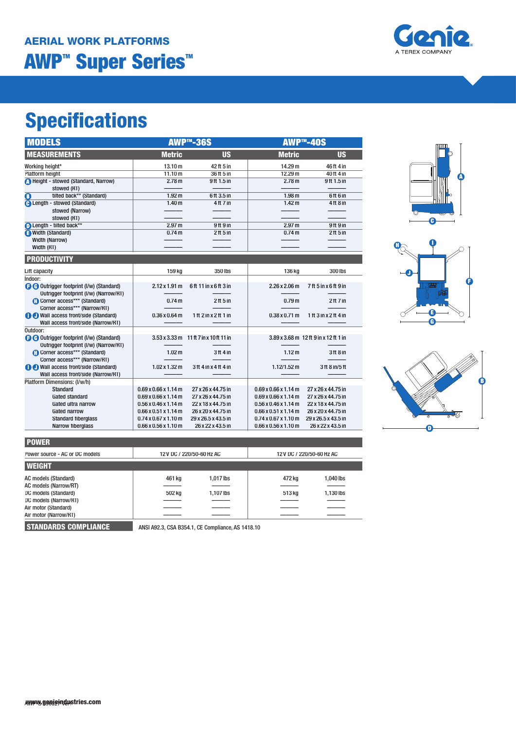AERIAL WORK PLATFORMS

# AWP™ Super Series™

Genie
A TEREX COMPANY

## Specifications

| MODELS | AWP™-36S | | AWP™-40S | |
|---|---|---|---|---|
| **MEASUREMENTS** | **Metric** | **US** | **Metric** | **US** |
| Working height* | 13.10 m | 42 ft 5 in | 14.29 m | 46 ft 4 in |
| Platform height | 11.10 m | 36 ft 5 in | 12.29 m | 40 ft 4 in |
| A Height - stowed (Standard, Narrow) | 2.78 m | 9 ft 1.5 in | 2.78 m | 9 ft 1.5 in |
| stowed (RT) | ——— | ——— | ——— | ——— |
| B tilted back** (Standard) | 1.92 m | 6 ft 3.5 in | 1.98 m | 6 ft 6 in |
| C Length - stowed (Standard) | 1.40 m | 4 ft 7 in | 1.42 m | 4 ft 8 in |
| stowed (Narrow) | ——— | ——— | ——— | ——— |
| stowed (RT) | ——— | ——— | ——— | ——— |
| D Length - tilted back** | 2.97 m | 9 ft 9 in | 2.97 m | 9 ft 9 in |
| E Width (Standard) | 0.74 m | 2 ft 5 in | 0.74 m | 2 ft 5 in |
| Width (Narrow) | ——— | ——— | ——— | ——— |
| Width (RT) | ——— | ——— | ——— | ——— |
| **PRODUCTIVITY** | | | | |
| Lift capacity | 159 kg | 350 lbs | 136 kg | 300 lbs |
| Indoor: | | | | |
| F G Outrigger footprint (l/w) (Standard) | 2.12 x 1.91 m | 6 ft 11 in x 6 ft 3 in | 2.26 x 2.06 m | 7 ft 5 in x 6 ft 9 in |
| Outrigger footprint (l/w) (Narrow/RT) | ——— | ——— | ——— | ——— |
| H Corner access*** (Standard) | 0.74 m | 2 ft 5 in | 0.79 m | 2 ft 7 in |
| Corner access*** (Narrow/RT) | ——— | ——— | ——— | ——— |
| I J Wall access front/side (Standard) | 0.36 x 0.64 m | 1 ft 2 in x 2 ft 1 in | 0.38 x 0.71 m | 1 ft 3 in x 2 ft 4 in |
| Wall access front/side (Narrow/RT) | ——— | ——— | ——— | ——— |
| Outdoor: | | | | |
| F G Outrigger footprint (l/w) (Standard) | 3.53 x 3.33 m | 11 ft 7 in x 10 ft 11 in | 3.89 x 3.68 m | 12 ft 9 in x 12 ft 1 in |
| Outrigger footprint (l/w) (Narrow/RT) | ——— | ——— | ——— | ——— |
| H Corner access*** (Standard) | 1.02 m | 3 ft 4 in | 1.12 m | 3 ft 8 in |
| Corner access*** (Narrow/RT) | ——— | ——— | ——— | ——— |
| I J Wall access front/side (Standard) | 1.02 x 1.32 m | 3 ft 4 in x 4 ft 4 in | 1.12/1.52 m | 3 ft 8 in/5 ft |
| Wall access front/side (Narrow/RT) | ——— | ——— | ——— | ——— |
| Platform Dimensions: (l/w/h) | | | | |
| Standard | 0.69 x 0.66 x 1.14 m | 27 x 26 x 44.75 in | 0.69 x 0.66 x 1.14 m | 27 x 26 x 44.75 in |
| Gated standard | 0.69 x 0.66 x 1.14 m | 27 x 26 x 44.75 in | 0.69 x 0.66 x 1.14 m | 27 x 26 x 44.75 in |
| Gated ultra narrow | 0.56 x 0.46 x 1.14 m | 22 x 18 x 44.75 in | 0.56 x 0.46 x 1.14 m | 22 x 18 x 44.75 in |
| Gated narrow | 0.66 x 0.51 x 1.14 m | 26 x 20 x 44.75 in | 0.66 x 0.51 x 1.14 m | 26 x 20 x 44.75 in |
| Standard fiberglass | 0.74 x 0.67 x 1.10 m | 29 x 26.5 x 43.5 in | 0.74 x 0.67 x 1.10 m | 29 x 26.5 x 43.5 in |
| Narrow fiberglass | 0.66 x 0.56 x 1.10 m | 26 x 22 x 43.5 in | 0.66 x 0.56 x 1.10 m | 26 x 22 x 43.5 in |

| POWER | AWP™-36S | AWP™-40S |
|---|---|---|
| Power source - AC or DC models | 12 V DC / 220/50-60 Hz AC | 12 V DC / 220/50-60 Hz AC |

| WEIGHT | | | | |
|---|---|---|---|---|
| AC models (Standard) | 461 kg | 1,017 lbs | 472 kg | 1,040 lbs |
| AC models (Narrow/RT) | ——— | ——— | ——— | ——— |
| DC models (Standard) | 502 kg | 1,107 lbs | 513 kg | 1,130 lbs |
| DC models (Narrow/RT) | ——— | ——— | ——— | ——— |
| Air motor (Standard) | ——— | ——— | ——— | ——— |
| Air motor (Narrow/RT) | ——— | ——— | ——— | ——— |

**STANDARDS COMPLIANCE** ANSI A92.3, CSA B354.1, CE Compliance, AS 1418.10

www.genieindustries.com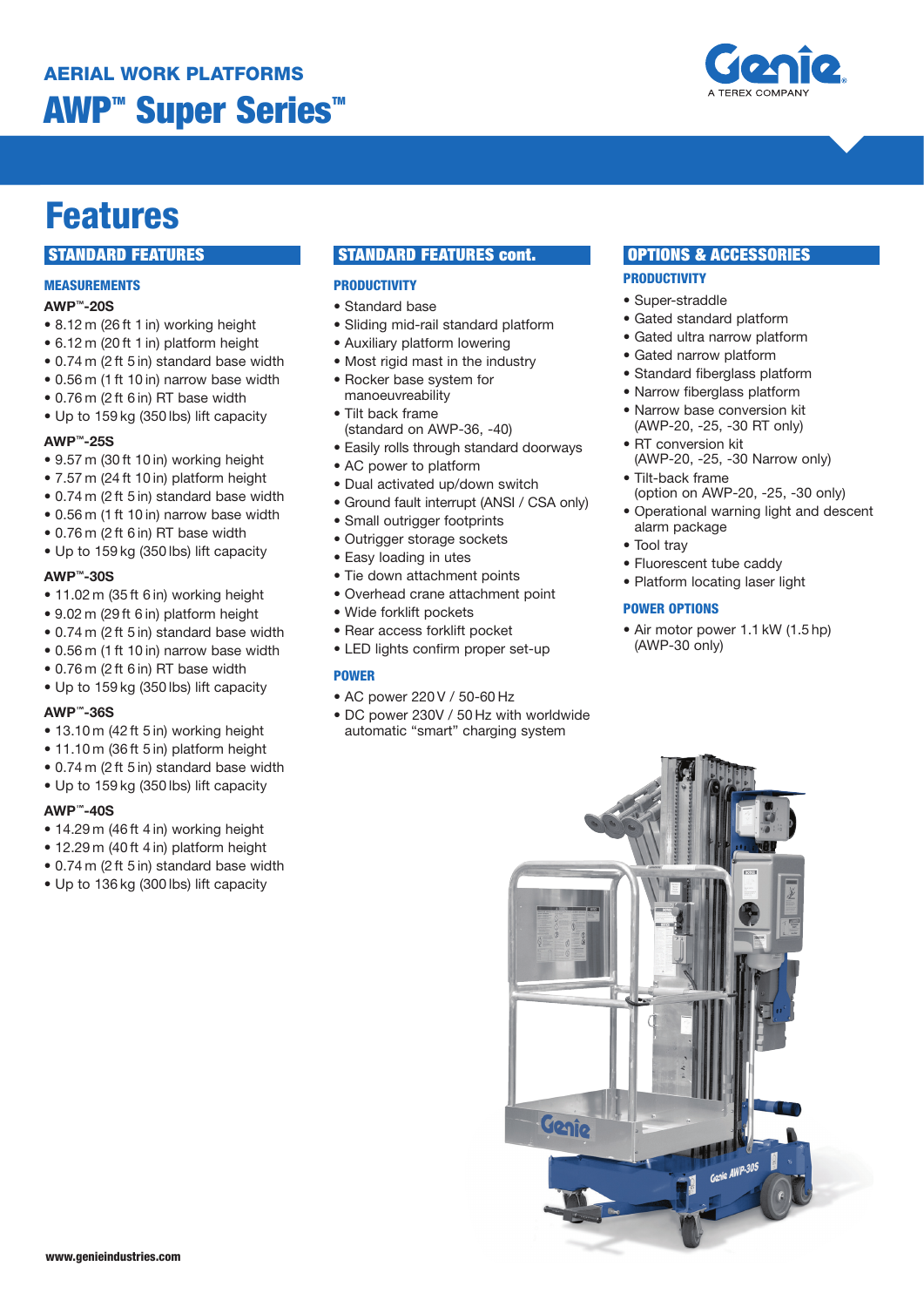AERIAL WORK PLATFORMS

# AWP™ Super Series™

## Features

### STANDARD FEATURES

#### MEASUREMENTS

**AWP™-20S**

- 8.12 m (26 ft 1 in) working height
- 6.12 m (20 ft 1 in) platform height
- 0.74 m (2 ft 5 in) standard base width
- 0.56 m (1 ft 10 in) narrow base width
- 0.76 m (2 ft 6 in) RT base width
- Up to 159 kg (350 lbs) lift capacity

**AWP™-25S**

- 9.57 m (30 ft 10 in) working height
- 7.57 m (24 ft 10 in) platform height
- 0.74 m (2 ft 5 in) standard base width
- 0.56 m (1 ft 10 in) narrow base width
- 0.76 m (2 ft 6 in) RT base width
- Up to 159 kg (350 lbs) lift capacity

**AWP™-30S**

- 11.02 m (35 ft 6 in) working height
- 9.02 m (29 ft 6 in) platform height
- 0.74 m (2 ft 5 in) standard base width
- 0.56 m (1 ft 10 in) narrow base width
- 0.76 m (2 ft 6 in) RT base width
- Up to 159 kg (350 lbs) lift capacity

**AWP™-36S**

- 13.10 m (42 ft 5 in) working height
- 11.10 m (36 ft 5 in) platform height
- 0.74 m (2 ft 5 in) standard base width
- Up to 159 kg (350 lbs) lift capacity

**AWP™-40S**

- 14.29 m (46 ft 4 in) working height
- 12.29 m (40 ft 4 in) platform height
- 0.74 m (2 ft 5 in) standard base width
- Up to 136 kg (300 lbs) lift capacity

### STANDARD FEATURES cont.

#### PRODUCTIVITY

- Standard base
- Sliding mid-rail standard platform
- Auxiliary platform lowering
- Most rigid mast in the industry
- Rocker base system for manoeuvreability
- Tilt back frame (standard on AWP-36, -40)
- Easily rolls through standard doorways
- AC power to platform
- Dual activated up/down switch
- Ground fault interrupt (ANSI / CSA only)
- Small outrigger footprints
- Outrigger storage sockets
- Easy loading in utes
- Tie down attachment points
- Overhead crane attachment point
- Wide forklift pockets
- Rear access forklift pocket
- LED lights confirm proper set-up

#### POWER

- AC power 220 V / 50-60 Hz
- DC power 230V / 50 Hz with worldwide automatic “smart” charging system

### OPTIONS & ACCESSORIES

#### PRODUCTIVITY

- Super-straddle
- Gated standard platform
- Gated ultra narrow platform
- Gated narrow platform
- Standard fiberglass platform
- Narrow fiberglass platform
- Narrow base conversion kit (AWP-20, -25, -30 RT only)
- RT conversion kit (AWP-20, -25, -30 Narrow only)
- Tilt-back frame (option on AWP-20, -25, -30 only)
- Operational warning light and descent alarm package
- Tool tray
- Fluorescent tube caddy
- Platform locating laser light

#### POWER OPTIONS

- Air motor power 1.1 kW (1.5 hp) (AWP-30 only)

www.genieindustries.com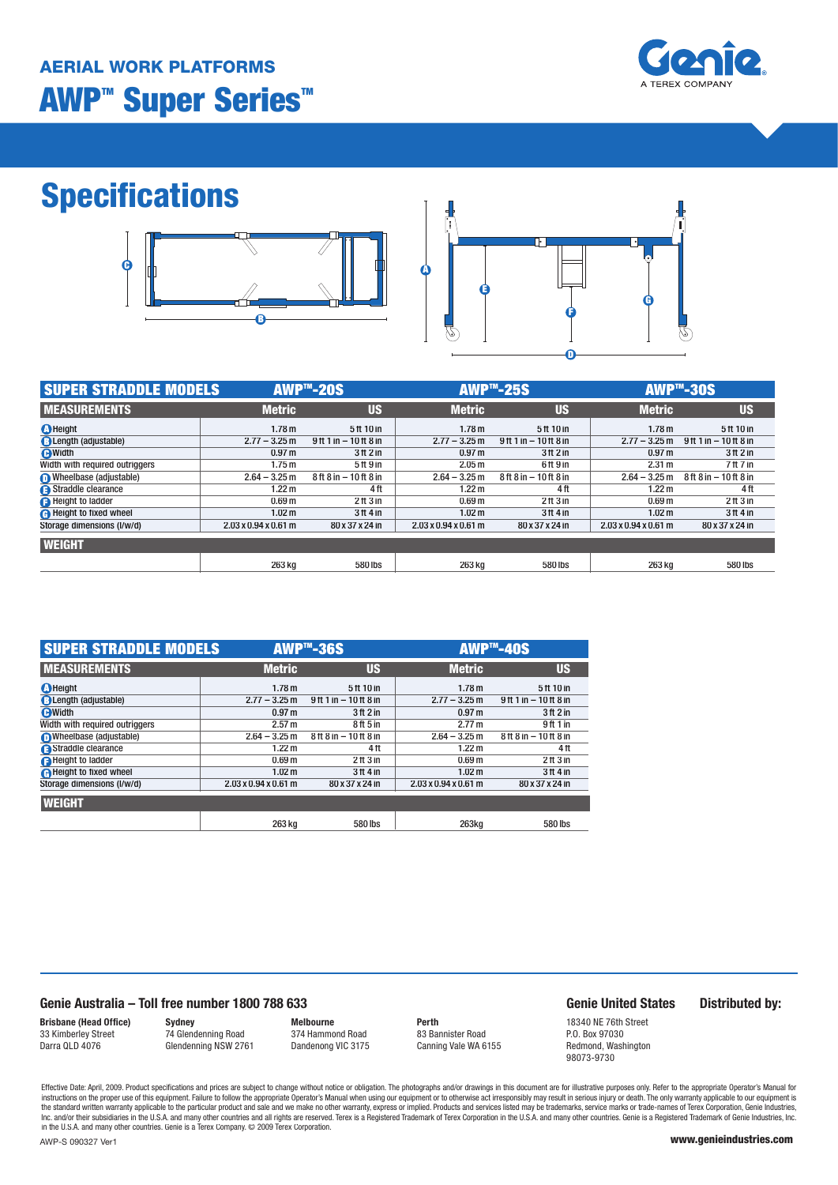AERIAL WORK PLATFORMS

# AWP™ Super Series™

## Specifications

C

B

A

E

F

G

D

| SUPER STRADDLE MODELS | AWP™-20S | | AWP™-25S | | AWP™-30S | |
|---|---|---|---|---|---|---|
| MEASUREMENTS | Metric | US | Metric | US | Metric | US |
| A Height | 1.78 m | 5 ft 10 in | 1.78 m | 5 ft 10 in | 1.78 m | 5 ft 10 in |
| B Length (adjustable) | 2.77 – 3.25 m | 9 ft 1 in – 10 ft 8 in | 2.77 – 3.25 m | 9 ft 1 in – 10 ft 8 in | 2.77 – 3.25 m | 9 ft 1 in – 10 ft 8 in |
| C Width | 0.97 m | 3 ft 2 in | 0.97 m | 3 ft 2 in | 0.97 m | 3 ft 2 in |
| Width with required outriggers | 1.75 m | 5 ft 9 in | 2.05 m | 6 ft 9 in | 2.31 m | 7 ft 7 in |
| D Wheelbase (adjustable) | 2.64 – 3.25 m | 8 ft 8 in – 10 ft 8 in | 2.64 – 3.25 m | 8 ft 8 in – 10 ft 8 in | 2.64 – 3.25 m | 8 ft 8 in – 10 ft 8 in |
| E Straddle clearance | 1.22 m | 4 ft | 1.22 m | 4 ft | 1.22 m | 4 ft |
| F Height to ladder | 0.69 m | 2 ft 3 in | 0.69 m | 2 ft 3 in | 0.69 m | 2 ft 3 in |
| G Height to fixed wheel | 1.02 m | 3 ft 4 in | 1.02 m | 3 ft 4 in | 1.02 m | 3 ft 4 in |
| Storage dimensions (l/w/d) | 2.03 x 0.94 x 0.61 m | 80 x 37 x 24 in | 2.03 x 0.94 x 0.61 m | 80 x 37 x 24 in | 2.03 x 0.94 x 0.61 m | 80 x 37 x 24 in |
| WEIGHT | | | | | | |
| | 263 kg | 580 lbs | 263 kg | 580 lbs | 263 kg | 580 lbs |

| SUPER STRADDLE MODELS | AWP™-36S | | AWP™-40S | |
|---|---|---|---|---|
| MEASUREMENTS | Metric | US | Metric | US |
| A Height | 1.78 m | 5 ft 10 in | 1.78 m | 5 ft 10 in |
| B Length (adjustable) | 2.77 – 3.25 m | 9 ft 1 in – 10 ft 8 in | 2.77 – 3.25 m | 9 ft 1 in – 10 ft 8 in |
| C Width | 0.97 m | 3 ft 2 in | 0.97 m | 3 ft 2 in |
| Width with required outriggers | 2.57 m | 8 ft 5 in | 2.77 m | 9 ft 1 in |
| D Wheelbase (adjustable) | 2.64 – 3.25 m | 8 ft 8 in – 10 ft 8 in | 2.64 – 3.25 m | 8 ft 8 in – 10 ft 8 in |
| E Straddle clearance | 1.22 m | 4 ft | 1.22 m | 4 ft |
| F Height to ladder | 0.69 m | 2 ft 3 in | 0.69 m | 2 ft 3 in |
| G Height to fixed wheel | 1.02 m | 3 ft 4 in | 1.02 m | 3 ft 4 in |
| Storage dimensions (l/w/d) | 2.03 x 0.94 x 0.61 m | 80 x 37 x 24 in | 2.03 x 0.94 x 0.61 m | 80 x 37 x 24 in |
| WEIGHT | | | | |
| | 263 kg | 580 lbs | 263kg | 580 lbs |

### Genie Australia – Toll free number 1800 788 633

**Brisbane (Head Office)**
33 Kimberley Street
Darra QLD 4076

**Sydney**
74 Glendenning Road
Glendenning NSW 2761

**Melbourne**
374 Hammond Road
Dandenong VIC 3175

**Perth**
83 Bannister Road
Canning Vale WA 6155

### Genie United States

18340 NE 76th Street
P.O. Box 97030
Redmond, Washington
98073-9730

### Distributed by:

Effective Date: April, 2009. Product specifications and prices are subject to change without notice or obligation. The photographs and/or drawings in this document are for illustrative purposes only. Refer to the appropriate Operator's Manual for instructions on the proper use of this equipment. Failure to follow the appropriate Operator's Manual when using our equipment or to otherwise act irresponsibly may result in serious injury or death. The only warranty applicable to our equipment is the standard written warranty applicable to the particular product and sale and we make no other warranty, express or implied. Products and services listed may be trademarks, service marks or trade-names of Terex Corporation, Genie Industries, Inc. and/or their subsidiaries in the U.S.A. and many other countries and all rights are reserved. Terex is a Registered Trademark of Terex Corporation in the U.S.A. and many other countries. Genie is a Registered Trademark of Genie Industries, Inc. in the U.S.A. and many other countries. Genie is a Terex Company. © 2009 Terex Corporation.

AWP-S 090327 Ver1

**www.genieindustries.com**